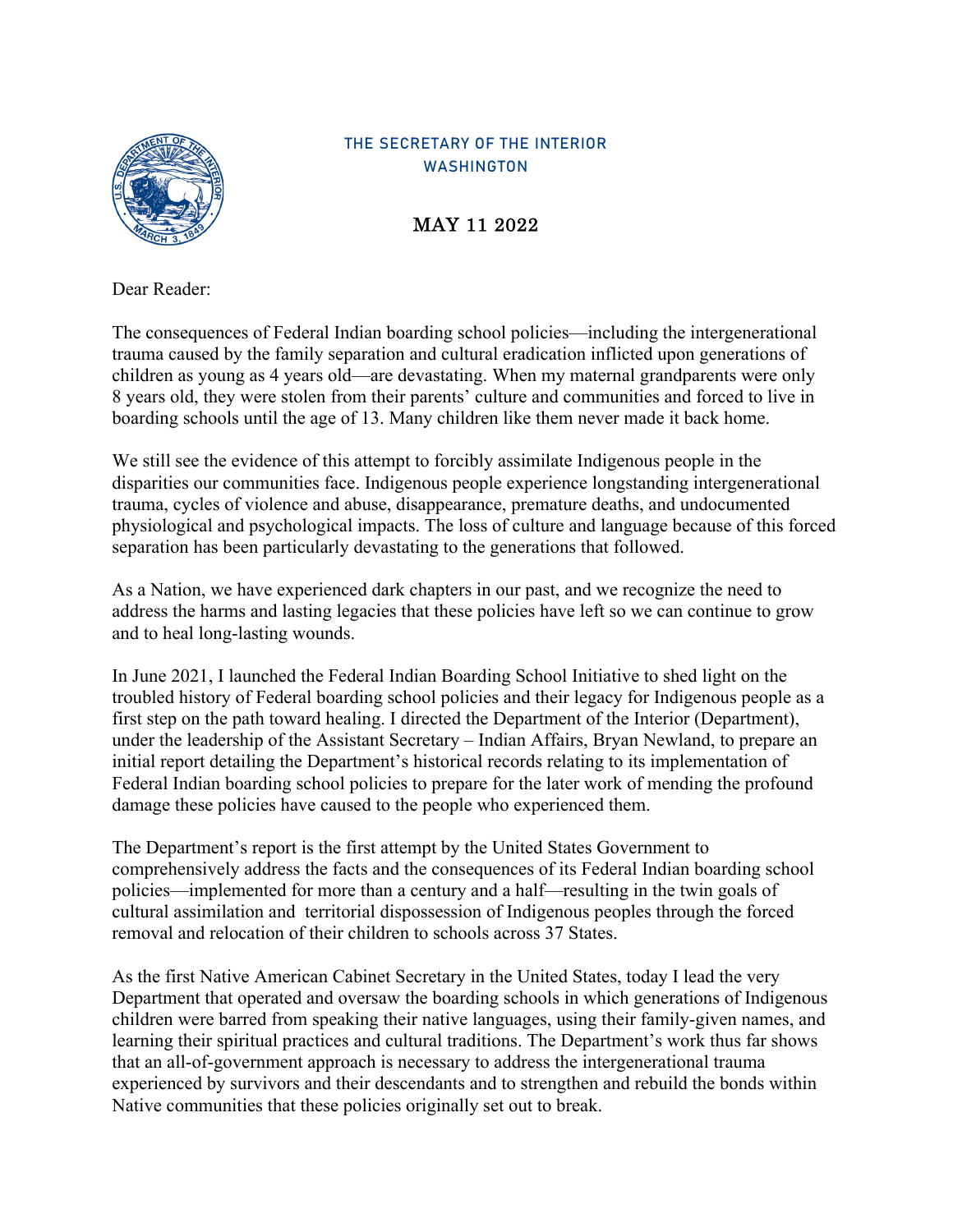THE SECRETARY OF THE INTERIOR
WASHINGTON

MAY 11 2022

Dear Reader:

The consequences of Federal Indian boarding school policies—including the intergenerational trauma caused by the family separation and cultural eradication inflicted upon generations of children as young as 4 years old—are devastating. When my maternal grandparents were only 8 years old, they were stolen from their parents' culture and communities and forced to live in boarding schools until the age of 13. Many children like them never made it back home.

We still see the evidence of this attempt to forcibly assimilate Indigenous people in the disparities our communities face. Indigenous people experience longstanding intergenerational trauma, cycles of violence and abuse, disappearance, premature deaths, and undocumented physiological and psychological impacts. The loss of culture and language because of this forced separation has been particularly devastating to the generations that followed.

As a Nation, we have experienced dark chapters in our past, and we recognize the need to address the harms and lasting legacies that these policies have left so we can continue to grow and to heal long-lasting wounds.

In June 2021, I launched the Federal Indian Boarding School Initiative to shed light on the troubled history of Federal boarding school policies and their legacy for Indigenous people as a first step on the path toward healing. I directed the Department of the Interior (Department), under the leadership of the Assistant Secretary – Indian Affairs, Bryan Newland, to prepare an initial report detailing the Department's historical records relating to its implementation of Federal Indian boarding school policies to prepare for the later work of mending the profound damage these policies have caused to the people who experienced them.

The Department's report is the first attempt by the United States Government to comprehensively address the facts and the consequences of its Federal Indian boarding school policies—implemented for more than a century and a half—resulting in the twin goals of cultural assimilation and territorial dispossession of Indigenous peoples through the forced removal and relocation of their children to schools across 37 States.

As the first Native American Cabinet Secretary in the United States, today I lead the very Department that operated and oversaw the boarding schools in which generations of Indigenous children were barred from speaking their native languages, using their family-given names, and learning their spiritual practices and cultural traditions. The Department's work thus far shows that an all-of-government approach is necessary to address the intergenerational trauma experienced by survivors and their descendants and to strengthen and rebuild the bonds within Native communities that these policies originally set out to break.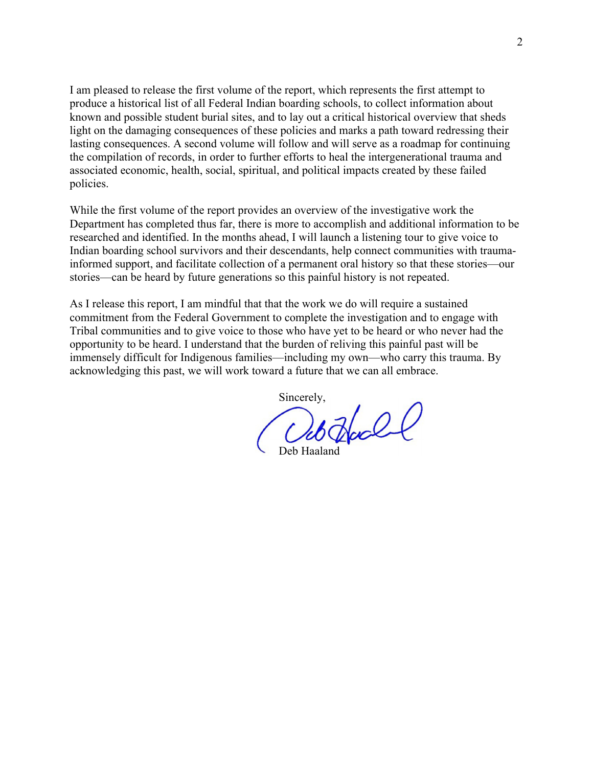I am pleased to release the first volume of the report, which represents the first attempt to produce a historical list of all Federal Indian boarding schools, to collect information about known and possible student burial sites, and to lay out a critical historical overview that sheds light on the damaging consequences of these policies and marks a path toward redressing their lasting consequences. A second volume will follow and will serve as a roadmap for continuing the compilation of records, in order to further efforts to heal the intergenerational trauma and associated economic, health, social, spiritual, and political impacts created by these failed policies.

While the first volume of the report provides an overview of the investigative work the Department has completed thus far, there is more to accomplish and additional information to be researched and identified. In the months ahead, I will launch a listening tour to give voice to Indian boarding school survivors and their descendants, help connect communities with trauma-informed support, and facilitate collection of a permanent oral history so that these stories—our stories—can be heard by future generations so this painful history is not repeated.

As I release this report, I am mindful that that the work we do will require a sustained commitment from the Federal Government to complete the investigation and to engage with Tribal communities and to give voice to those who have yet to be heard or who never had the opportunity to be heard. I understand that the burden of reliving this painful past will be immensely difficult for Indigenous families—including my own—who carry this trauma. By acknowledging this past, we will work toward a future that we can all embrace.

Sincerely,

Deb Haaland